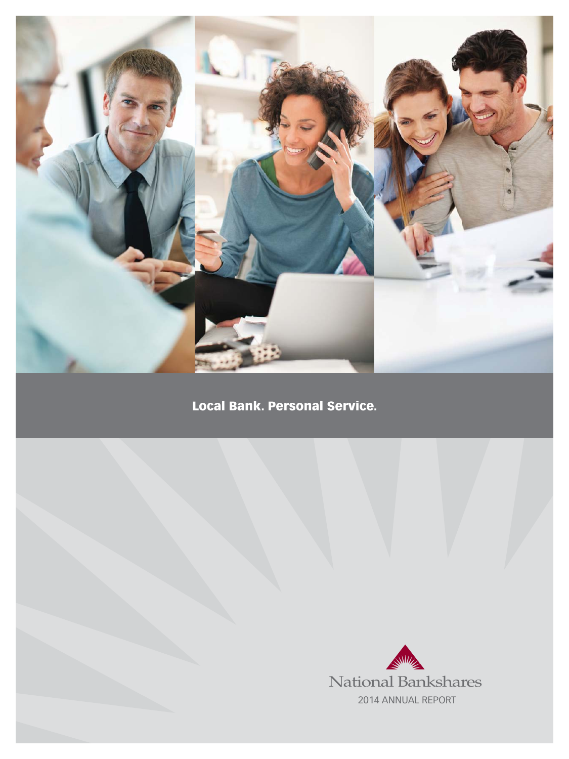**Local Bank. Personal Service.**

National Bankshares

2014 ANNUAL REPORT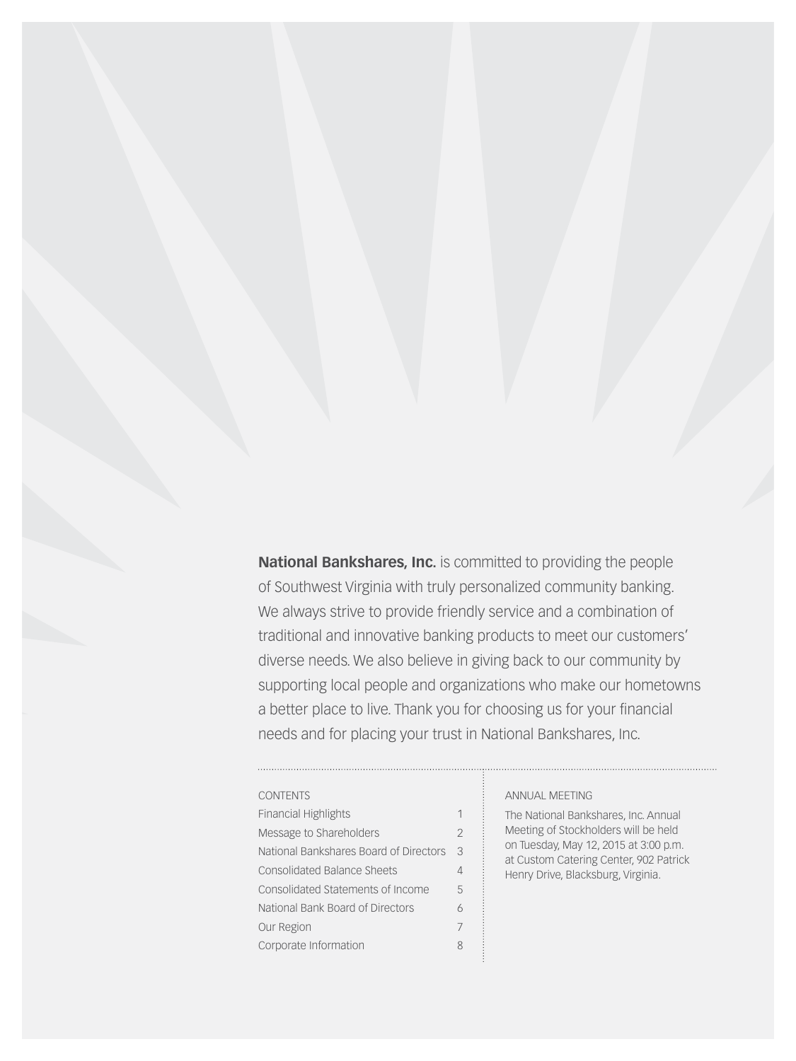**National Bankshares, Inc.** is committed to providing the people of Southwest Virginia with truly personalized community banking. We always strive to provide friendly service and a combination of traditional and innovative banking products to meet our customers' diverse needs. We also believe in giving back to our community by supporting local people and organizations who make our hometowns a better place to live. Thank you for choosing us for your financial needs and for placing your trust in National Bankshares, Inc.

## CONTENTS

| | |
|---|---|
| Financial Highlights | 1 |
| Message to Shareholders | 2 |
| National Bankshares Board of Directors | 3 |
| Consolidated Balance Sheets | 4 |
| Consolidated Statements of Income | 5 |
| National Bank Board of Directors | 6 |
| Our Region | 7 |
| Corporate Information | 8 |

## ANNUAL MEETING

The National Bankshares, Inc. Annual Meeting of Stockholders will be held on Tuesday, May 12, 2015 at 3:00 p.m. at Custom Catering Center, 902 Patrick Henry Drive, Blacksburg, Virginia.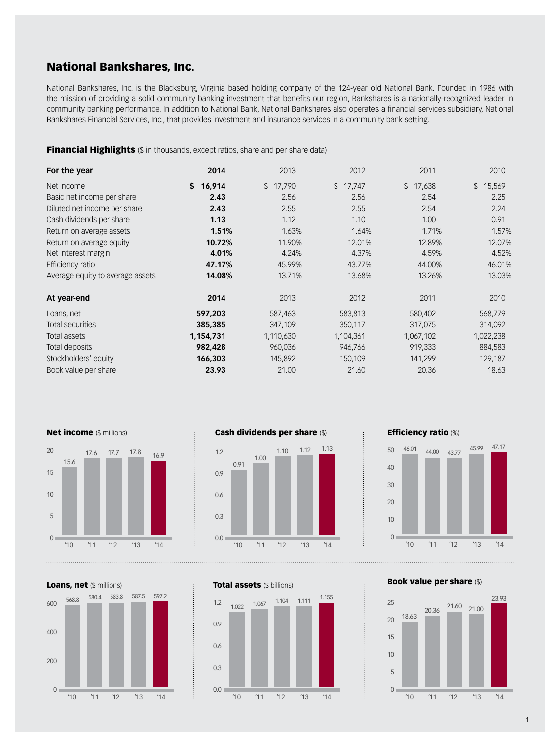## National Bankshares, Inc.

National Bankshares, Inc. is the Blacksburg, Virginia based holding company of the 124-year old National Bank. Founded in 1986 with the mission of providing a solid community banking investment that benefits our region, Bankshares is a nationally-recognized leader in community banking performance. In addition to National Bank, National Bankshares also operates a financial services subsidiary, National Bankshares Financial Services, Inc., that provides investment and insurance services in a community bank setting.

### Financial Highlights ($ in thousands, except ratios, share and per share data)

| For the year | **2014** | 2013 | 2012 | 2011 | 2010 |
|---|---|---|---|---|---|
| Net income | **$ 16,914** | $ 17,790 | $ 17,747 | $ 17,638 | $ 15,569 |
| Basic net income per share | **2.43** | 2.56 | 2.56 | 2.54 | 2.25 |
| Diluted net income per share | **2.43** | 2.55 | 2.55 | 2.54 | 2.24 |
| Cash dividends per share | **1.13** | 1.12 | 1.10 | 1.00 | 0.91 |
| Return on average assets | **1.51%** | 1.63% | 1.64% | 1.71% | 1.57% |
| Return on average equity | **10.72%** | 11.90% | 12.01% | 12.89% | 12.07% |
| Net interest margin | **4.01%** | 4.24% | 4.37% | 4.59% | 4.52% |
| Efficiency ratio | **47.17%** | 45.99% | 43.77% | 44.00% | 46.01% |
| Average equity to average assets | **14.08%** | 13.71% | 13.68% | 13.26% | 13.03% |

| At year-end | **2014** | 2013 | 2012 | 2011 | 2010 |
|---|---|---|---|---|---|
| Loans, net | **597,203** | 587,463 | 583,813 | 580,402 | 568,779 |
| Total securities | **385,385** | 347,109 | 350,117 | 317,075 | 314,092 |
| Total assets | **1,154,731** | 1,110,630 | 1,104,361 | 1,067,102 | 1,022,238 |
| Total deposits | **982,428** | 960,036 | 946,766 | 919,333 | 884,583 |
| Stockholders' equity | **166,303** | 145,892 | 150,109 | 141,299 | 129,187 |
| Book value per share | **23.93** | 21.00 | 21.60 | 20.36 | 18.63 |

**Net income** ($ millions)

| '10 | '11 | '12 | '13 | '14 |
|---|---|---|---|---|
| 15.6 | 17.6 | 17.7 | 17.8 | 16.9 |

**Cash dividends per share** ($)

| '10 | '11 | '12 | '13 | '14 |
|---|---|---|---|---|
| 0.91 | 1.00 | 1.10 | 1.12 | 1.13 |

**Efficiency ratio** (%)

| '10 | '11 | '12 | '13 | '14 |
|---|---|---|---|---|
| 46.01 | 44.00 | 43.77 | 45.99 | 47.17 |

**Loans, net** ($ millions)

| '10 | '11 | '12 | '13 | '14 |
|---|---|---|---|---|
| 568.8 | 580.4 | 583.8 | 587.5 | 597.2 |

**Total assets** ($ billions)

| '10 | '11 | '12 | '13 | '14 |
|---|---|---|---|---|
| 1.022 | 1.067 | 1.104 | 1.111 | 1.155 |

**Book value per share** ($)

| '10 | '11 | '12 | '13 | '14 |
|---|---|---|---|---|
| 18.63 | 20.36 | 21.60 | 21.00 | 23.93 |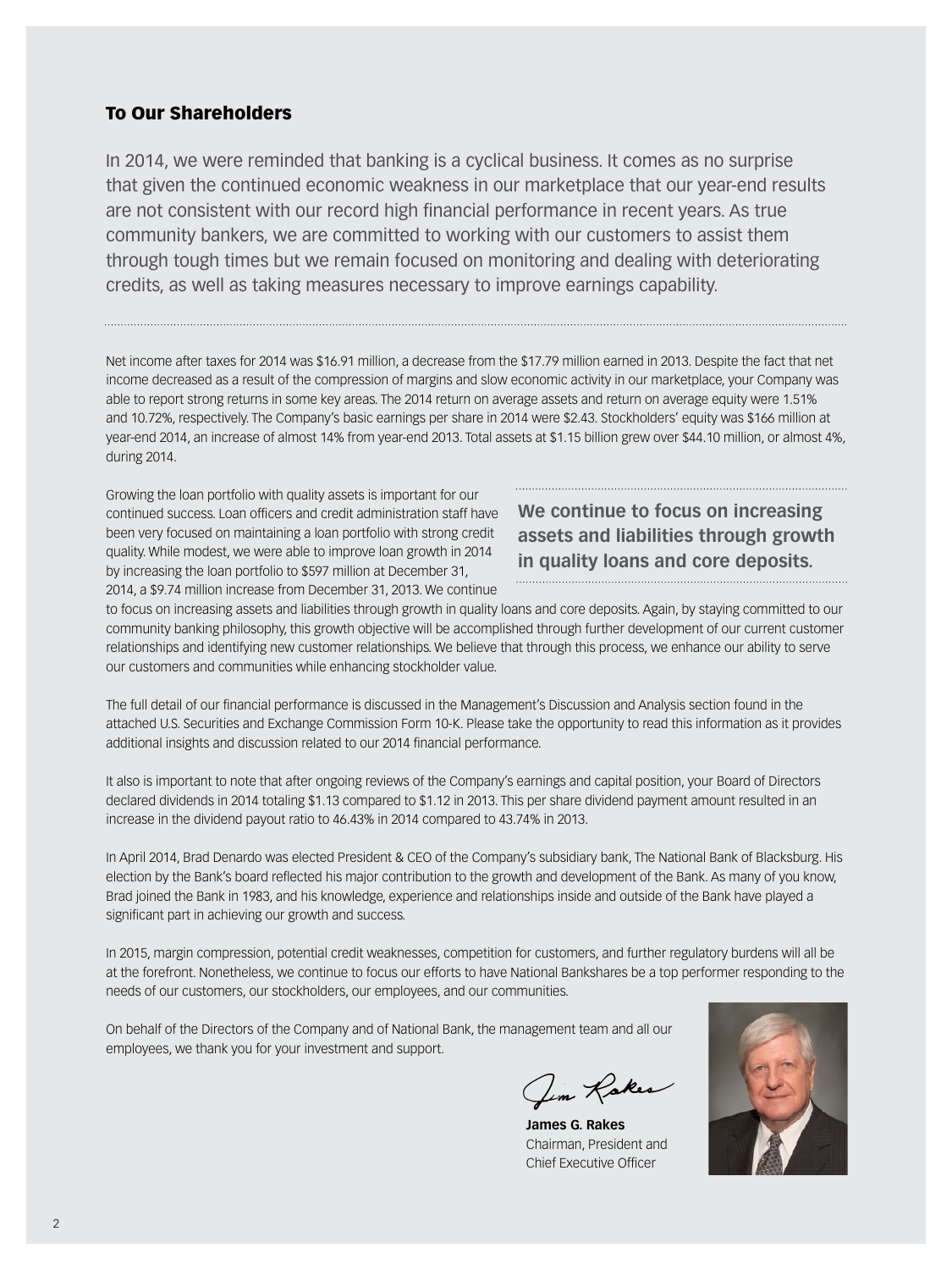## To Our Shareholders

In 2014, we were reminded that banking is a cyclical business. It comes as no surprise that given the continued economic weakness in our marketplace that our year-end results are not consistent with our record high financial performance in recent years. As true community bankers, we are committed to working with our customers to assist them through tough times but we remain focused on monitoring and dealing with deteriorating credits, as well as taking measures necessary to improve earnings capability.

Net income after taxes for 2014 was $16.91 million, a decrease from the $17.79 million earned in 2013. Despite the fact that net income decreased as a result of the compression of margins and slow economic activity in our marketplace, your Company was able to report strong returns in some key areas. The 2014 return on average assets and return on average equity were 1.51% and 10.72%, respectively. The Company's basic earnings per share in 2014 were $2.43. Stockholders' equity was $166 million at year-end 2014, an increase of almost 14% from year-end 2013. Total assets at $1.15 billion grew over $44.10 million, or almost 4%, during 2014.

Growing the loan portfolio with quality assets is important for our continued success. Loan officers and credit administration staff have been very focused on maintaining a loan portfolio with strong credit quality. While modest, we were able to improve loan growth in 2014 by increasing the loan portfolio to $597 million at December 31, 2014, a $9.74 million increase from December 31, 2013. We continue to focus on increasing assets and liabilities through growth in quality loans and core deposits. Again, by staying committed to our community banking philosophy, this growth objective will be accomplished through further development of our current customer relationships and identifying new customer relationships. We believe that through this process, we enhance our ability to serve our customers and communities while enhancing stockholder value.

**We continue to focus on increasing assets and liabilities through growth in quality loans and core deposits.**

The full detail of our financial performance is discussed in the Management's Discussion and Analysis section found in the attached U.S. Securities and Exchange Commission Form 10-K. Please take the opportunity to read this information as it provides additional insights and discussion related to our 2014 financial performance.

It also is important to note that after ongoing reviews of the Company's earnings and capital position, your Board of Directors declared dividends in 2014 totaling $1.13 compared to $1.12 in 2013. This per share dividend payment amount resulted in an increase in the dividend payout ratio to 46.43% in 2014 compared to 43.74% in 2013.

In April 2014, Brad Denardo was elected President & CEO of the Company's subsidiary bank, The National Bank of Blacksburg. His election by the Bank's board reflected his major contribution to the growth and development of the Bank. As many of you know, Brad joined the Bank in 1983, and his knowledge, experience and relationships inside and outside of the Bank have played a significant part in achieving our growth and success.

In 2015, margin compression, potential credit weaknesses, competition for customers, and further regulatory burdens will all be at the forefront. Nonetheless, we continue to focus our efforts to have National Bankshares be a top performer responding to the needs of our customers, our stockholders, our employees, and our communities.

On behalf of the Directors of the Company and of National Bank, the management team and all our employees, we thank you for your investment and support.

Jim Rakes

**James G. Rakes**
Chairman, President and
Chief Executive Officer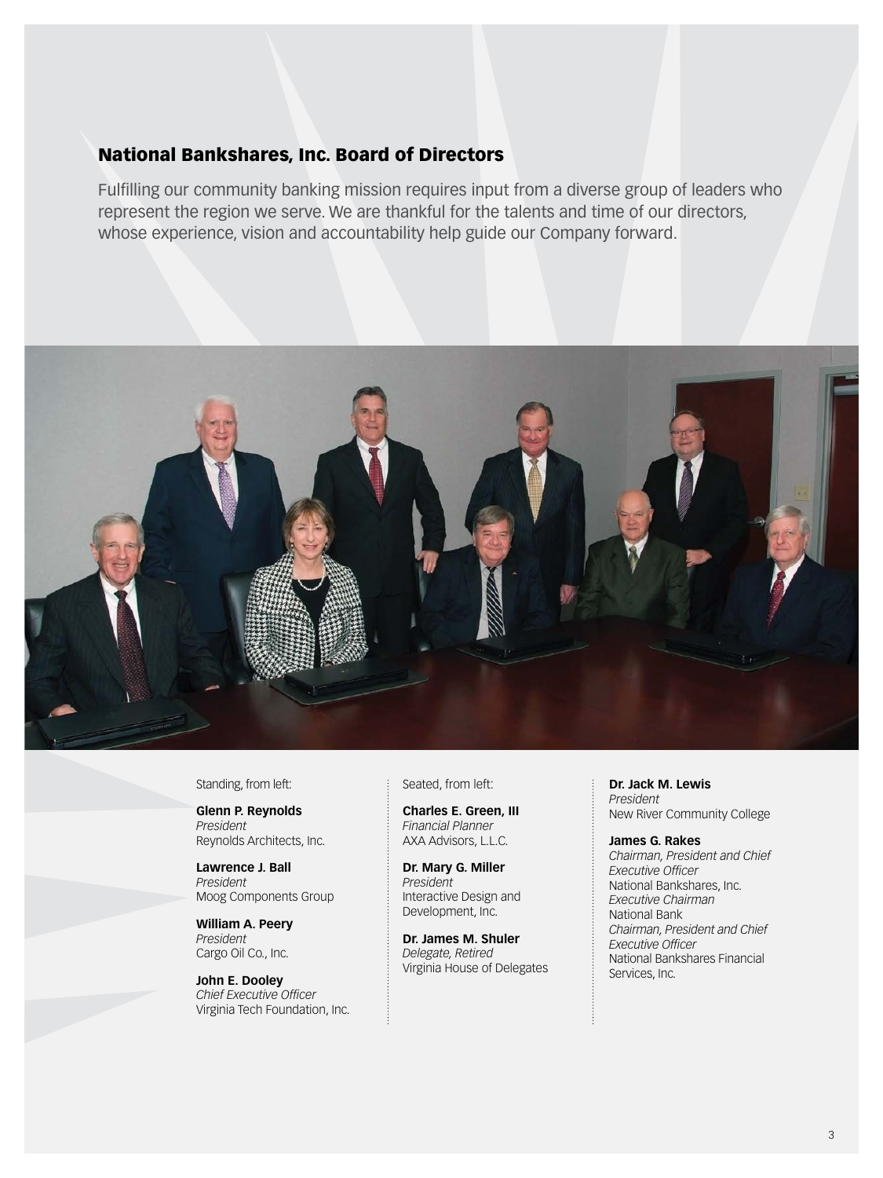## National Bankshares, Inc. Board of Directors

Fulfilling our community banking mission requires input from a diverse group of leaders who represent the region we serve. We are thankful for the talents and time of our directors, whose experience, vision and accountability help guide our Company forward.

Standing, from left:

**Glenn P. Reynolds**
*President*
Reynolds Architects, Inc.

**Lawrence J. Ball**
*President*
Moog Components Group

**William A. Peery**
*President*
Cargo Oil Co., Inc.

**John E. Dooley**
*Chief Executive Officer*
Virginia Tech Foundation, Inc.

Seated, from left:

**Charles E. Green, III**
*Financial Planner*
AXA Advisors, L.L.C.

**Dr. Mary G. Miller**
*President*
Interactive Design and Development, Inc.

**Dr. James M. Shuler**
*Delegate, Retired*
Virginia House of Delegates

**Dr. Jack M. Lewis**
*President*
New River Community College

**James G. Rakes**
*Chairman, President and Chief Executive Officer*
National Bankshares, Inc.
*Executive Chairman*
National Bank
*Chairman, President and Chief Executive Officer*
National Bankshares Financial Services, Inc.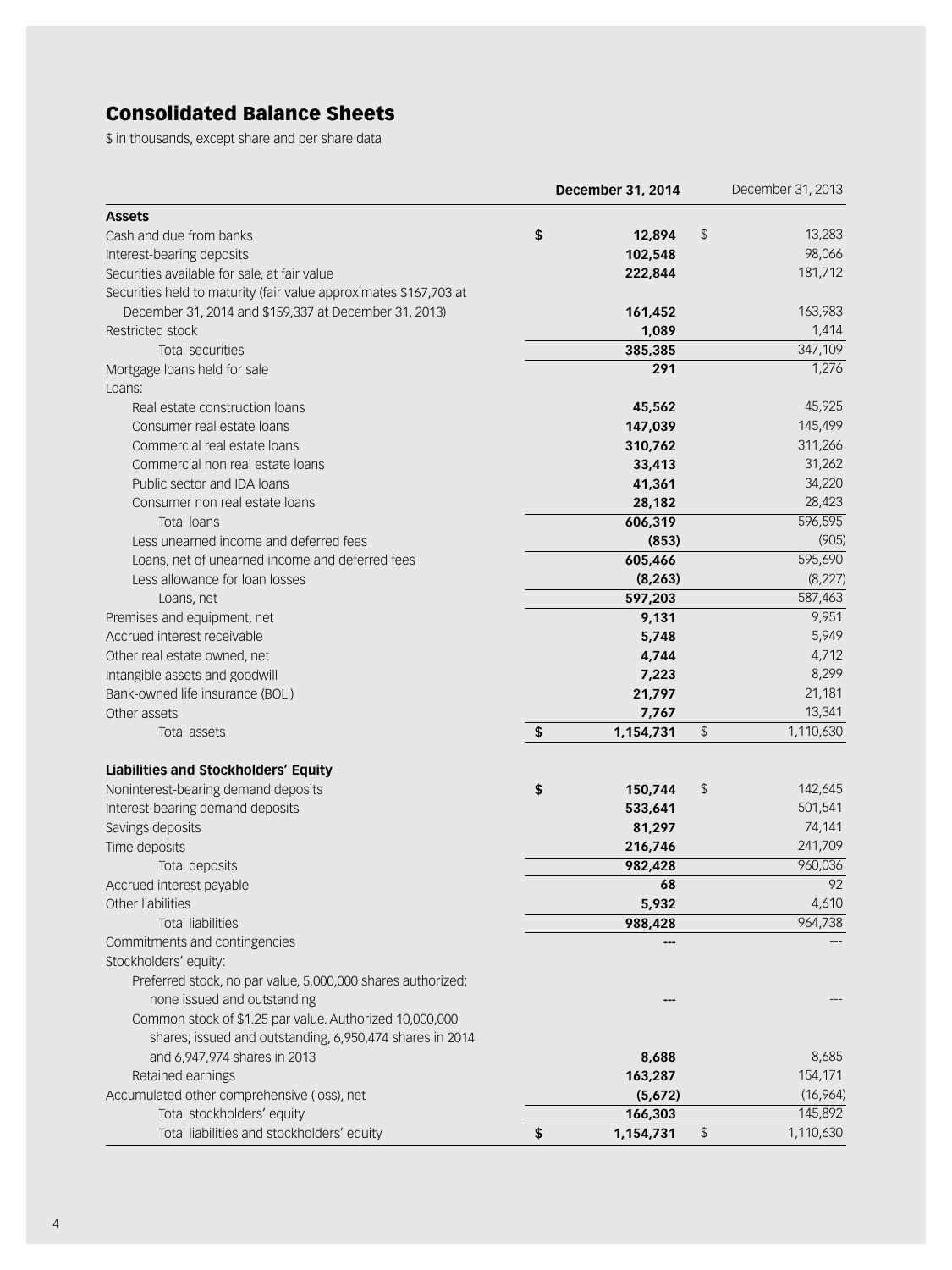## Consolidated Balance Sheets

$ in thousands, except share and per share data

| | December 31, 2014 | December 31, 2013 |
|---|---|---|
| **Assets** | | |
| Cash and due from banks | $ 12,894 | $ 13,283 |
| Interest-bearing deposits | 102,548 | 98,066 |
| Securities available for sale, at fair value | 222,844 | 181,712 |
| Securities held to maturity (fair value approximates $167,703 at December 31, 2014 and $159,337 at December 31, 2013) | 161,452 | 163,983 |
| Restricted stock | 1,089 | 1,414 |
| Total securities | 385,385 | 347,109 |
| Mortgage loans held for sale | 291 | 1,276 |
| Loans: | | |
| Real estate construction loans | 45,562 | 45,925 |
| Consumer real estate loans | 147,039 | 145,499 |
| Commercial real estate loans | 310,762 | 311,266 |
| Commercial non real estate loans | 33,413 | 31,262 |
| Public sector and IDA loans | 41,361 | 34,220 |
| Consumer non real estate loans | 28,182 | 28,423 |
| Total loans | 606,319 | 596,595 |
| Less unearned income and deferred fees | (853) | (905) |
| Loans, net of unearned income and deferred fees | 605,466 | 595,690 |
| Less allowance for loan losses | (8,263) | (8,227) |
| Loans, net | 597,203 | 587,463 |
| Premises and equipment, net | 9,131 | 9,951 |
| Accrued interest receivable | 5,748 | 5,949 |
| Other real estate owned, net | 4,744 | 4,712 |
| Intangible assets and goodwill | 7,223 | 8,299 |
| Bank-owned life insurance (BOLI) | 21,797 | 21,181 |
| Other assets | 7,767 | 13,341 |
| Total assets | $ 1,154,731 | $ 1,110,630 |
| **Liabilities and Stockholders' Equity** | | |
| Noninterest-bearing demand deposits | $ 150,744 | $ 142,645 |
| Interest-bearing demand deposits | 533,641 | 501,541 |
| Savings deposits | 81,297 | 74,141 |
| Time deposits | 216,746 | 241,709 |
| Total deposits | 982,428 | 960,036 |
| Accrued interest payable | 68 | 92 |
| Other liabilities | 5,932 | 4,610 |
| Total liabilities | 988,428 | 964,738 |
| Commitments and contingencies | --- | --- |
| Stockholders' equity: | | |
| Preferred stock, no par value, 5,000,000 shares authorized; none issued and outstanding | --- | --- |
| Common stock of $1.25 par value. Authorized 10,000,000 shares; issued and outstanding, 6,950,474 shares in 2014 and 6,947,974 shares in 2013 | 8,688 | 8,685 |
| Retained earnings | 163,287 | 154,171 |
| Accumulated other comprehensive (loss), net | (5,672) | (16,964) |
| Total stockholders' equity | 166,303 | 145,892 |
| Total liabilities and stockholders' equity | $ 1,154,731 | $ 1,110,630 |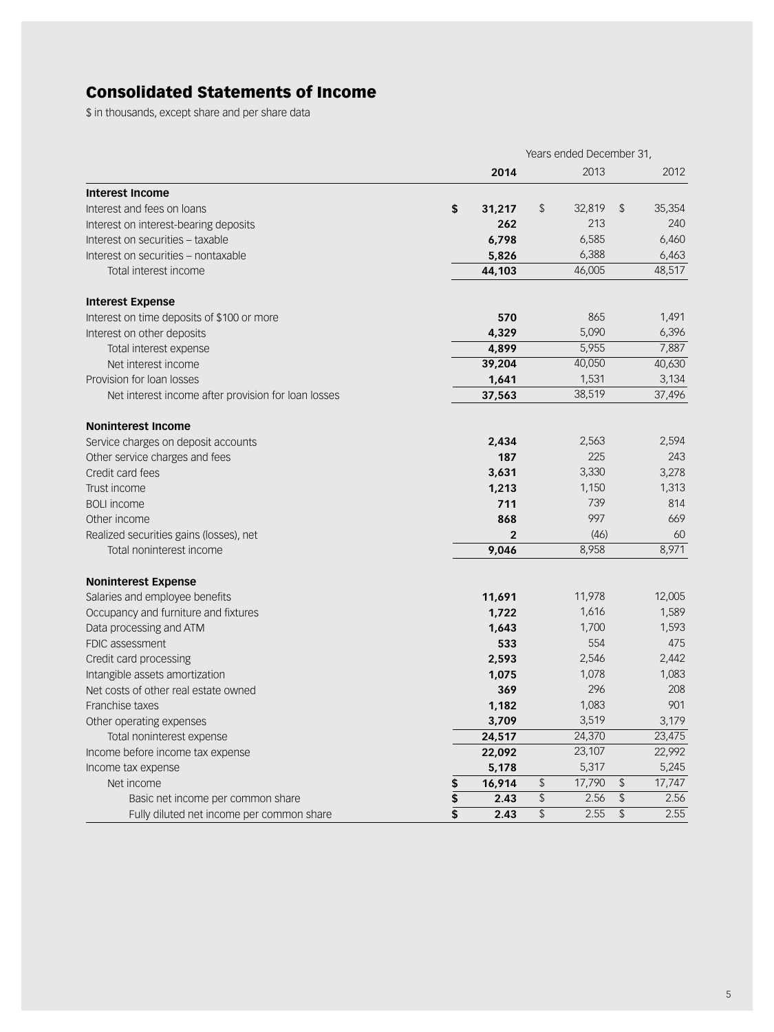## Consolidated Statements of Income

$ in thousands, except share and per share data

| | Years ended December 31, | | |
|---|---|---|---|
| | **2014** | 2013 | 2012 |
| **Interest Income** | | | |
| Interest and fees on loans | **$ 31,217** | $ 32,819 | $ 35,354 |
| Interest on interest-bearing deposits | **262** | 213 | 240 |
| Interest on securities – taxable | **6,798** | 6,585 | 6,460 |
| Interest on securities – nontaxable | **5,826** | 6,388 | 6,463 |
| Total interest income | **44,103** | 46,005 | 48,517 |
| **Interest Expense** | | | |
| Interest on time deposits of $100 or more | **570** | 865 | 1,491 |
| Interest on other deposits | **4,329** | 5,090 | 6,396 |
| Total interest expense | **4,899** | 5,955 | 7,887 |
| Net interest income | **39,204** | 40,050 | 40,630 |
| Provision for loan losses | **1,641** | 1,531 | 3,134 |
| Net interest income after provision for loan losses | **37,563** | 38,519 | 37,496 |
| **Noninterest Income** | | | |
| Service charges on deposit accounts | **2,434** | 2,563 | 2,594 |
| Other service charges and fees | **187** | 225 | 243 |
| Credit card fees | **3,631** | 3,330 | 3,278 |
| Trust income | **1,213** | 1,150 | 1,313 |
| BOLI income | **711** | 739 | 814 |
| Other income | **868** | 997 | 669 |
| Realized securities gains (losses), net | **2** | (46) | 60 |
| Total noninterest income | **9,046** | 8,958 | 8,971 |
| **Noninterest Expense** | | | |
| Salaries and employee benefits | **11,691** | 11,978 | 12,005 |
| Occupancy and furniture and fixtures | **1,722** | 1,616 | 1,589 |
| Data processing and ATM | **1,643** | 1,700 | 1,593 |
| FDIC assessment | **533** | 554 | 475 |
| Credit card processing | **2,593** | 2,546 | 2,442 |
| Intangible assets amortization | **1,075** | 1,078 | 1,083 |
| Net costs of other real estate owned | **369** | 296 | 208 |
| Franchise taxes | **1,182** | 1,083 | 901 |
| Other operating expenses | **3,709** | 3,519 | 3,179 |
| Total noninterest expense | **24,517** | 24,370 | 23,475 |
| Income before income tax expense | **22,092** | 23,107 | 22,992 |
| Income tax expense | **5,178** | 5,317 | 5,245 |
| Net income | **$ 16,914** | $ 17,790 | $ 17,747 |
| Basic net income per common share | **$ 2.43** | $ 2.56 | $ 2.56 |
| Fully diluted net income per common share | **$ 2.43** | $ 2.55 | $ 2.55 |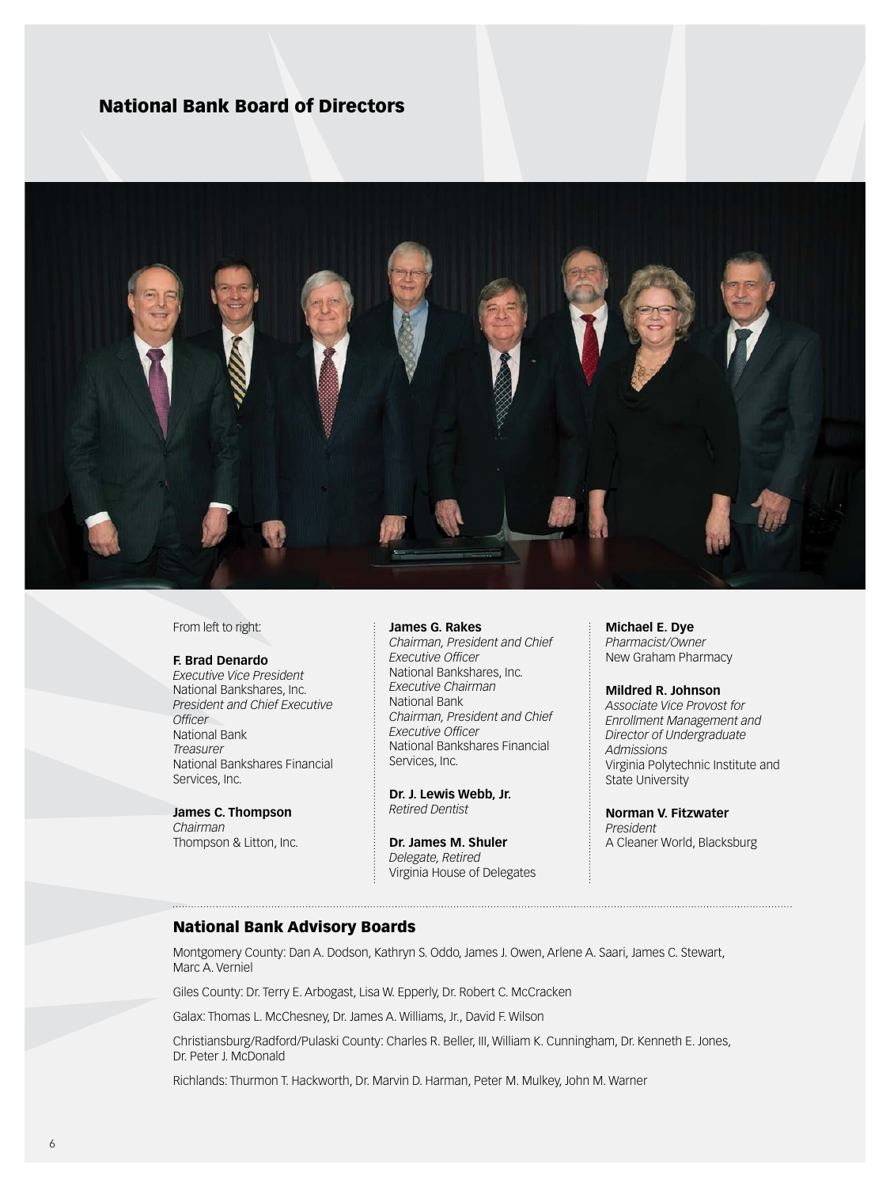## National Bank Board of Directors

From left to right:

**F. Brad Denardo**
*Executive Vice President*
National Bankshares, Inc.
*President and Chief Executive Officer*
National Bank
*Treasurer*
National Bankshares Financial Services, Inc.

**James C. Thompson**
*Chairman*
Thompson & Litton, Inc.

**James G. Rakes**
*Chairman, President and Chief Executive Officer*
National Bankshares, Inc.
*Executive Chairman*
National Bank
*Chairman, President and Chief Executive Officer*
National Bankshares Financial Services, Inc.

**Dr. J. Lewis Webb, Jr.**
*Retired Dentist*

**Dr. James M. Shuler**
*Delegate, Retired*
Virginia House of Delegates

**Michael E. Dye**
*Pharmacist/Owner*
New Graham Pharmacy

**Mildred R. Johnson**
*Associate Vice Provost for Enrollment Management and Director of Undergraduate Admissions*
Virginia Polytechnic Institute and State University

**Norman V. Fitzwater**
*President*
A Cleaner World, Blacksburg

## National Bank Advisory Boards

Montgomery County: Dan A. Dodson, Kathryn S. Oddo, James J. Owen, Arlene A. Saari, James C. Stewart, Marc A. Verniel

Giles County: Dr. Terry E. Arbogast, Lisa W. Epperly, Dr. Robert C. McCracken

Galax: Thomas L. McChesney, Dr. James A. Williams, Jr., David F. Wilson

Christiansburg/Radford/Pulaski County: Charles R. Beller, III, William K. Cunningham, Dr. Kenneth E. Jones, Dr. Peter J. McDonald

Richlands: Thurmon T. Hackworth, Dr. Marvin D. Harman, Peter M. Mulkey, John M. Warner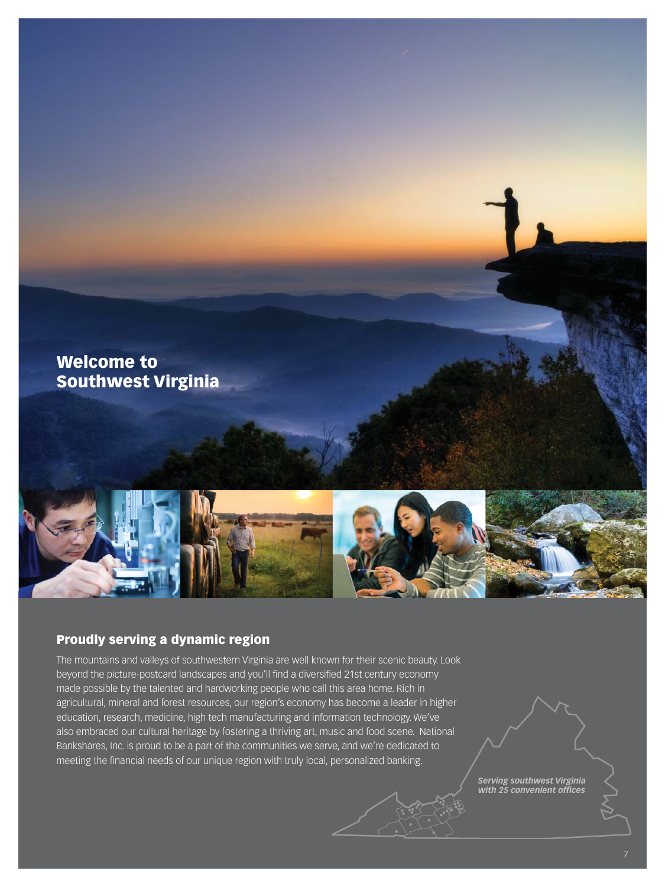# Welcome to Southwest Virginia

## Proudly serving a dynamic region

The mountains and valleys of southwestern Virginia are well known for their scenic beauty. Look beyond the picture-postcard landscapes and you'll find a diversified 21st century economy made possible by the talented and hardworking people who call this area home. Rich in agricultural, mineral and forest resources, our region's economy has become a leader in higher education, research, medicine, high tech manufacturing and information technology. We've also embraced our cultural heritage by fostering a thriving art, music and food scene. National Bankshares, Inc. is proud to be a part of the communities we serve, and we're dedicated to meeting the financial needs of our unique region with truly local, personalized banking.

***Serving southwest Virginia with 25 convenient offices***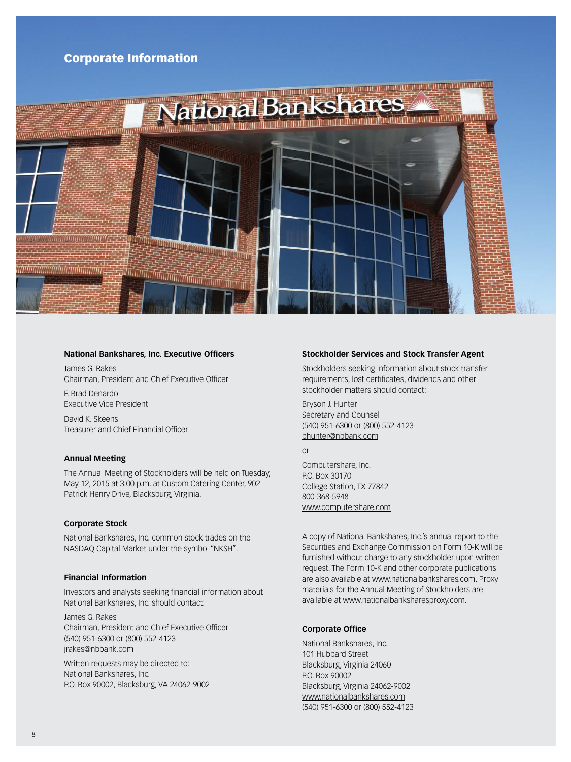# Corporate Information

### National Bankshares, Inc. Executive Officers

James G. Rakes
Chairman, President and Chief Executive Officer

F. Brad Denardo
Executive Vice President

David K. Skeens
Treasurer and Chief Financial Officer

### Annual Meeting

The Annual Meeting of Stockholders will be held on Tuesday, May 12, 2015 at 3:00 p.m. at Custom Catering Center, 902 Patrick Henry Drive, Blacksburg, Virginia.

### Corporate Stock

National Bankshares, Inc. common stock trades on the NASDAQ Capital Market under the symbol "NKSH".

### Financial Information

Investors and analysts seeking financial information about National Bankshares, Inc. should contact:

James G. Rakes
Chairman, President and Chief Executive Officer
(540) 951-6300 or (800) 552-4123
jrakes@nbbank.com

Written requests may be directed to:
National Bankshares, Inc.
P.O. Box 90002, Blacksburg, VA 24062-9002

### Stockholder Services and Stock Transfer Agent

Stockholders seeking information about stock transfer requirements, lost certificates, dividends and other stockholder matters should contact:

Bryson J. Hunter
Secretary and Counsel
(540) 951-6300 or (800) 552-4123
bhunter@nbbank.com

or

Computershare, Inc.
P.O. Box 30170
College Station, TX 77842
800-368-5948
www.computershare.com

A copy of National Bankshares, Inc.'s annual report to the Securities and Exchange Commission on Form 10-K will be furnished without charge to any stockholder upon written request. The Form 10-K and other corporate publications are also available at www.nationalbankshares.com. Proxy materials for the Annual Meeting of Stockholders are available at www.nationalbanksharesproxy.com.

### Corporate Office

National Bankshares, Inc.
101 Hubbard Street
Blacksburg, Virginia 24060
P.O. Box 90002
Blacksburg, Virginia 24062-9002
www.nationalbankshares.com
(540) 951-6300 or (800) 552-4123